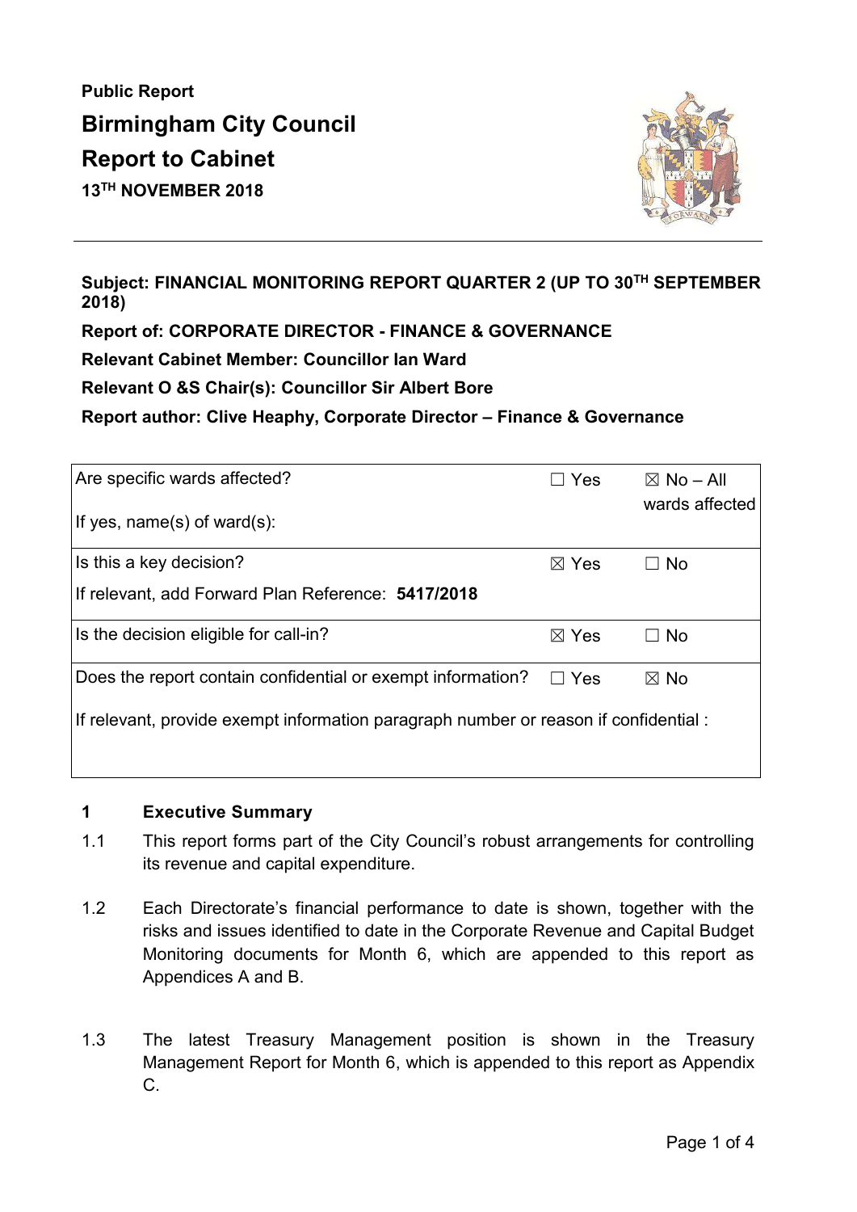**Public Report**

# Birmingham City Council

# Report to Cabinet

**13TH NOVEMBER 2018**

---

**Subject: FINANCIAL MONITORING REPORT QUARTER 2 (UP TO 30TH SEPTEMBER 2018)**

**Report of: CORPORATE DIRECTOR - FINANCE & GOVERNANCE**

**Relevant Cabinet Member: Councillor Ian Ward**

**Relevant O &S Chair(s): Councillor Sir Albert Bore**

**Report author: Clive Heaphy, Corporate Director – Finance & Governance**

| | | |
|---|---|---|
| Are specific wards affected?<br><br>If yes, name(s) of ward(s): | ☐ Yes | ☒ No – All wards affected |
| Is this a key decision?<br><br>If relevant, add Forward Plan Reference: **5417/2018** | ☒ Yes | ☐ No |
| Is the decision eligible for call-in? | ☒ Yes | ☐ No |
| Does the report contain confidential or exempt information? | ☐ Yes | ☒ No |
| If relevant, provide exempt information paragraph number or reason if confidential : | | |

## 1 Executive Summary

1.1 This report forms part of the City Council's robust arrangements for controlling its revenue and capital expenditure.

1.2 Each Directorate's financial performance to date is shown, together with the risks and issues identified to date in the Corporate Revenue and Capital Budget Monitoring documents for Month 6, which are appended to this report as Appendices A and B.

1.3 The latest Treasury Management position is shown in the Treasury Management Report for Month 6, which is appended to this report as Appendix C.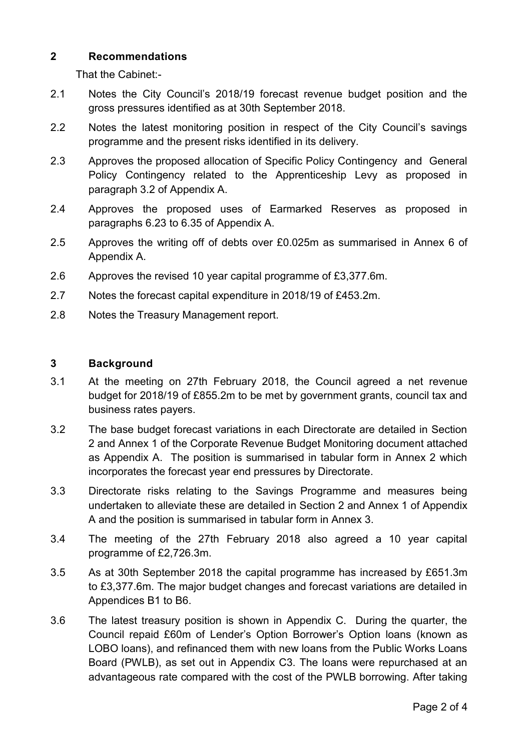## 2 Recommendations

That the Cabinet:-

2.1 Notes the City Council's 2018/19 forecast revenue budget position and the gross pressures identified as at 30th September 2018.

2.2 Notes the latest monitoring position in respect of the City Council's savings programme and the present risks identified in its delivery.

2.3 Approves the proposed allocation of Specific Policy Contingency and General Policy Contingency related to the Apprenticeship Levy as proposed in paragraph 3.2 of Appendix A.

2.4 Approves the proposed uses of Earmarked Reserves as proposed in paragraphs 6.23 to 6.35 of Appendix A.

2.5 Approves the writing off of debts over £0.025m as summarised in Annex 6 of Appendix A.

2.6 Approves the revised 10 year capital programme of £3,377.6m.

2.7 Notes the forecast capital expenditure in 2018/19 of £453.2m.

2.8 Notes the Treasury Management report.

## 3 Background

3.1 At the meeting on 27th February 2018, the Council agreed a net revenue budget for 2018/19 of £855.2m to be met by government grants, council tax and business rates payers.

3.2 The base budget forecast variations in each Directorate are detailed in Section 2 and Annex 1 of the Corporate Revenue Budget Monitoring document attached as Appendix A. The position is summarised in tabular form in Annex 2 which incorporates the forecast year end pressures by Directorate.

3.3 Directorate risks relating to the Savings Programme and measures being undertaken to alleviate these are detailed in Section 2 and Annex 1 of Appendix A and the position is summarised in tabular form in Annex 3.

3.4 The meeting of the 27th February 2018 also agreed a 10 year capital programme of £2,726.3m.

3.5 As at 30th September 2018 the capital programme has increased by £651.3m to £3,377.6m. The major budget changes and forecast variations are detailed in Appendices B1 to B6.

3.6 The latest treasury position is shown in Appendix C. During the quarter, the Council repaid £60m of Lender's Option Borrower's Option loans (known as LOBO loans), and refinanced them with new loans from the Public Works Loans Board (PWLB), as set out in Appendix C3. The loans were repurchased at an advantageous rate compared with the cost of the PWLB borrowing. After taking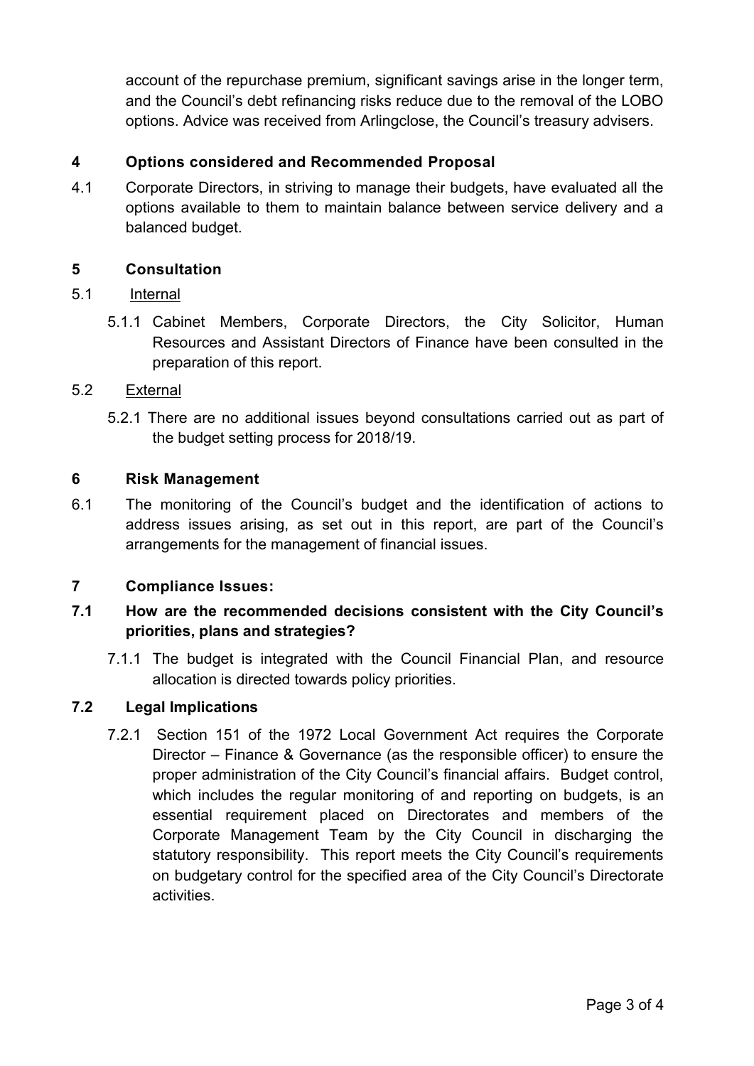account of the repurchase premium, significant savings arise in the longer term, and the Council's debt refinancing risks reduce due to the removal of the LOBO options. Advice was received from Arlingclose, the Council's treasury advisers.

## 4 Options considered and Recommended Proposal

4.1 Corporate Directors, in striving to manage their budgets, have evaluated all the options available to them to maintain balance between service delivery and a balanced budget.

## 5 Consultation

5.1 Internal

5.1.1 Cabinet Members, Corporate Directors, the City Solicitor, Human Resources and Assistant Directors of Finance have been consulted in the preparation of this report.

5.2 External

5.2.1 There are no additional issues beyond consultations carried out as part of the budget setting process for 2018/19.

## 6 Risk Management

6.1 The monitoring of the Council's budget and the identification of actions to address issues arising, as set out in this report, are part of the Council's arrangements for the management of financial issues.

## 7 Compliance Issues:

### 7.1 How are the recommended decisions consistent with the City Council's priorities, plans and strategies?

7.1.1 The budget is integrated with the Council Financial Plan, and resource allocation is directed towards policy priorities.

### 7.2 Legal Implications

7.2.1 Section 151 of the 1972 Local Government Act requires the Corporate Director – Finance & Governance (as the responsible officer) to ensure the proper administration of the City Council's financial affairs. Budget control, which includes the regular monitoring of and reporting on budgets, is an essential requirement placed on Directorates and members of the Corporate Management Team by the City Council in discharging the statutory responsibility. This report meets the City Council's requirements on budgetary control for the specified area of the City Council's Directorate activities.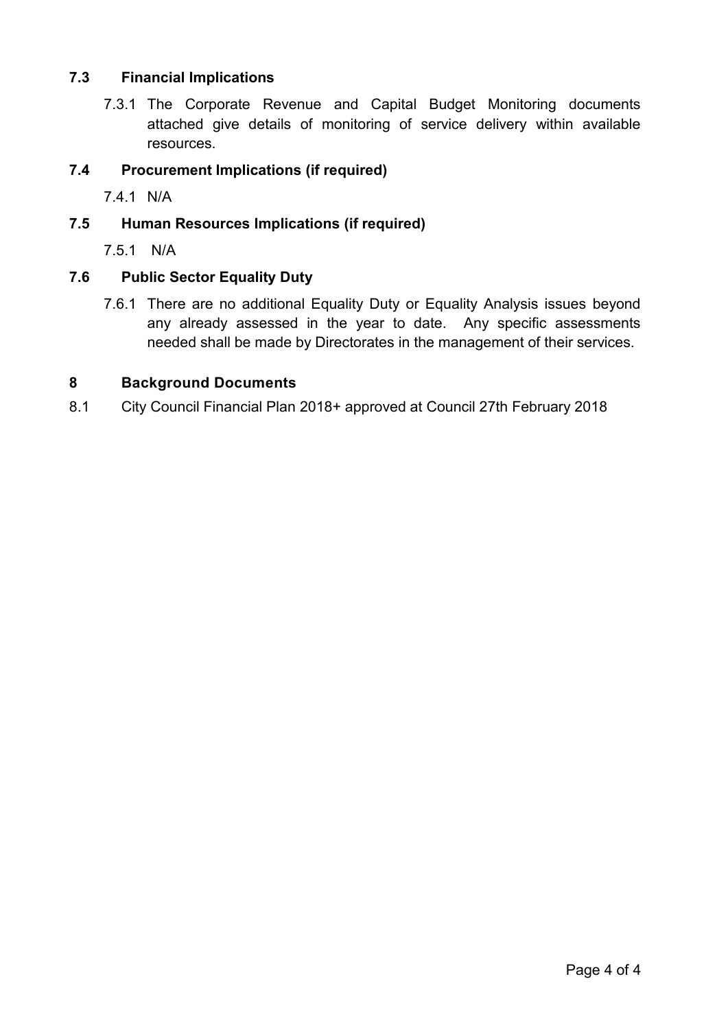### 7.3 Financial Implications

7.3.1 The Corporate Revenue and Capital Budget Monitoring documents attached give details of monitoring of service delivery within available resources.

### 7.4 Procurement Implications (if required)

7.4.1 N/A

### 7.5 Human Resources Implications (if required)

7.5.1 N/A

### 7.6 Public Sector Equality Duty

7.6.1 There are no additional Equality Duty or Equality Analysis issues beyond any already assessed in the year to date. Any specific assessments needed shall be made by Directorates in the management of their services.

## 8 Background Documents

8.1 City Council Financial Plan 2018+ approved at Council 27th February 2018